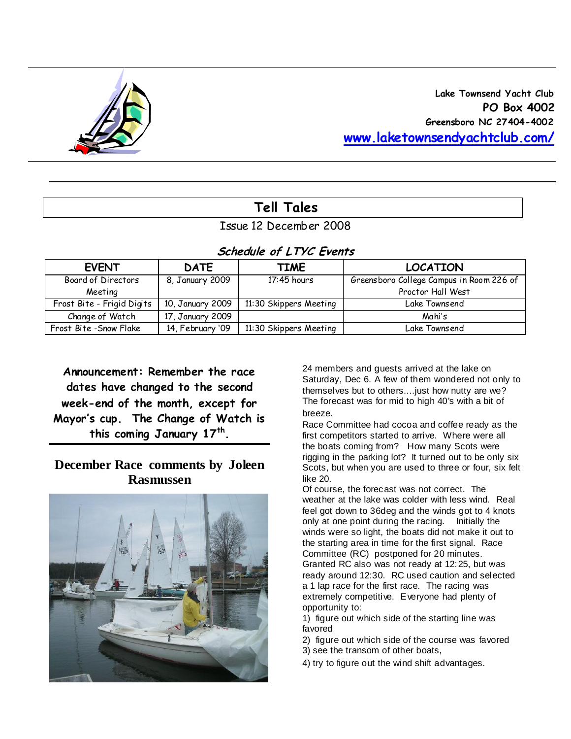Lake Townsend Yacht Club
**PO Box 4002**
Greensboro NC 27404-4002
[www.laketownsendyachtclub.com/](http://www.laketownsendyachtclub.com/)

# Tell Tales

Issue 12 December 2008

## *Schedule of LTYC Events*

| EVENT | DATE | TIME | LOCATION |
|---|---|---|---|
| Board of Directors Meeting | 8, January 2009 | 17:45 hours | Greensboro College Campus in Room 226 of Proctor Hall West |
| Frost Bite - Frigid Digits | 10, January 2009 | 11:30 Skippers Meeting | Lake Townsend |
| Change of Watch | 17, January 2009 | | Mahi's |
| Frost Bite -Snow Flake | 14, February '09 | 11:30 Skippers Meeting | Lake Townsend |

**Announcement: Remember the race dates have changed to the second week-end of the month, except for Mayor's cup. The Change of Watch is this coming January 17th.**

## December Race comments by Joleen Rasmussen

24 members and guests arrived at the lake on Saturday, Dec 6. A few of them wondered not only to themselves but to others....just how nutty are we? The forecast was for mid to high 40's with a bit of breeze.

Race Committee had cocoa and coffee ready as the first competitors started to arrive. Where were all the boats coming from? How many Scots were rigging in the parking lot? It turned out to be only six Scots, but when you are used to three or four, six felt like 20.

Of course, the forecast was not correct. The weather at the lake was colder with less wind. Real feel got down to 36deg and the winds got to 4 knots only at one point during the racing. Initially the winds were so light, the boats did not make it out to the starting area in time for the first signal. Race Committee (RC) postponed for 20 minutes. Granted RC also was not ready at 12:25, but was ready around 12:30. RC used caution and selected a 1 lap race for the first race. The racing was extremely competitive. Everyone had plenty of opportunity to:

1) figure out which side of the starting line was favored
2) figure out which side of the course was favored
3) see the transom of other boats,
4) try to figure out the wind shift advantages.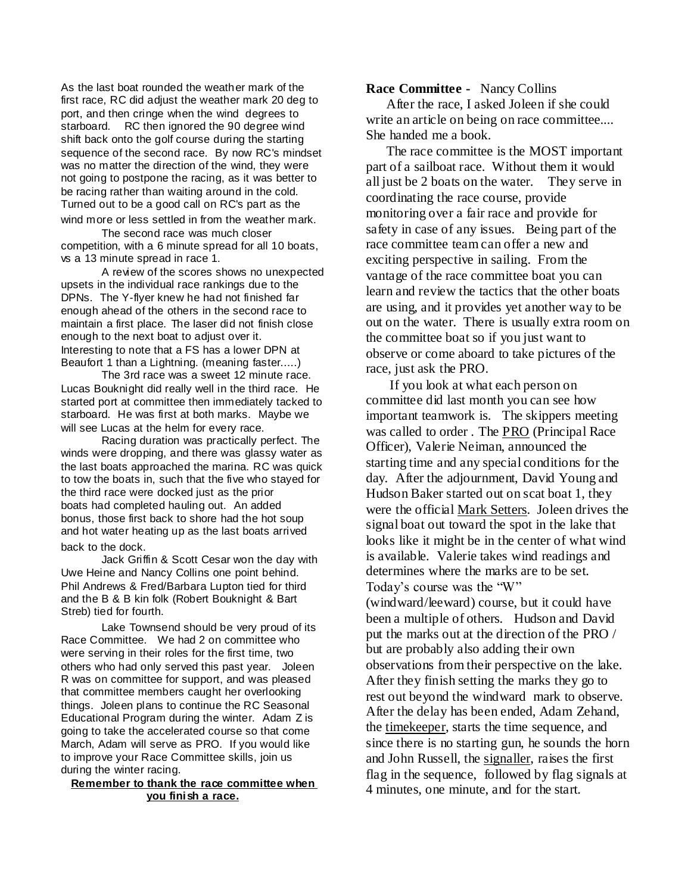As the last boat rounded the weather mark of the first race, RC did adjust the weather mark 20 deg to port, and then cringe when the wind degrees to starboard. RC then ignored the 90 degree wind shift back onto the golf course during the starting sequence of the second race. By now RC's mindset was no matter the direction of the wind, they were not going to postpone the racing, as it was better to be racing rather than waiting around in the cold. Turned out to be a good call on RC's part as the wind more or less settled in from the weather mark.

The second race was much closer competition, with a 6 minute spread for all 10 boats, vs a 13 minute spread in race 1.

A review of the scores shows no unexpected upsets in the individual race rankings due to the DPNs. The Y-flyer knew he had not finished far enough ahead of the others in the second race to maintain a first place. The laser did not finish close enough to the next boat to adjust over it. Interesting to note that a FS has a lower DPN at Beaufort 1 than a Lightning. (meaning faster.....)

The 3rd race was a sweet 12 minute race. Lucas Bouknight did really well in the third race. He started port at committee then immediately tacked to starboard. He was first at both marks. Maybe we will see Lucas at the helm for every race.

Racing duration was practically perfect. The winds were dropping, and there was glassy water as the last boats approached the marina. RC was quick to tow the boats in, such that the five who stayed for the third race were docked just as the prior boats had completed hauling out. An added bonus, those first back to shore had the hot soup and hot water heating up as the last boats arrived back to the dock.

Jack Griffin & Scott Cesar won the day with Uwe Heine and Nancy Collins one point behind. Phil Andrews & Fred/Barbara Lupton tied for third and the B & B kin folk (Robert Bouknight & Bart Streb) tied for fourth.

Lake Townsend should be very proud of its Race Committee. We had 2 on committee who were serving in their roles for the first time, two others who had only served this past year. Joleen R was on committee for support, and was pleased that committee members caught her overlooking things. Joleen plans to continue the RC Seasonal Educational Program during the winter. Adam Z is going to take the accelerated course so that come March, Adam will serve as PRO. If you would like to improve your Race Committee skills, join us during the winter racing.

**Remember to thank the race committee when you finish a race.**

**Race Committee -** Nancy Collins

After the race, I asked Joleen if she could write an article on being on race committee.... She handed me a book.

The race committee is the MOST important part of a sailboat race. Without them it would all just be 2 boats on the water. They serve in coordinating the race course, provide monitoring over a fair race and provide for safety in case of any issues. Being part of the race committee team can offer a new and exciting perspective in sailing. From the vantage of the race committee boat you can learn and review the tactics that the other boats are using, and it provides yet another way to be out on the water. There is usually extra room on the committee boat so if you just want to observe or come aboard to take pictures of the race, just ask the PRO.

If you look at what each person on committee did last month you can see how important teamwork is. The skippers meeting was called to order . The PRO (Principal Race Officer), Valerie Neiman, announced the starting time and any special conditions for the day. After the adjournment, David Young and Hudson Baker started out on scat boat 1, they were the official Mark Setters. Joleen drives the signal boat out toward the spot in the lake that looks like it might be in the center of what wind is available. Valerie takes wind readings and determines where the marks are to be set. Today's course was the "W" (windward/leeward) course, but it could have been a multiple of others. Hudson and David put the marks out at the direction of the PRO / but are probably also adding their own observations from their perspective on the lake. After they finish setting the marks they go to rest out beyond the windward mark to observe. After the delay has been ended, Adam Zehand, the timekeeper, starts the time sequence, and since there is no starting gun, he sounds the horn and John Russell, the signaller, raises the first flag in the sequence, followed by flag signals at 4 minutes, one minute, and for the start.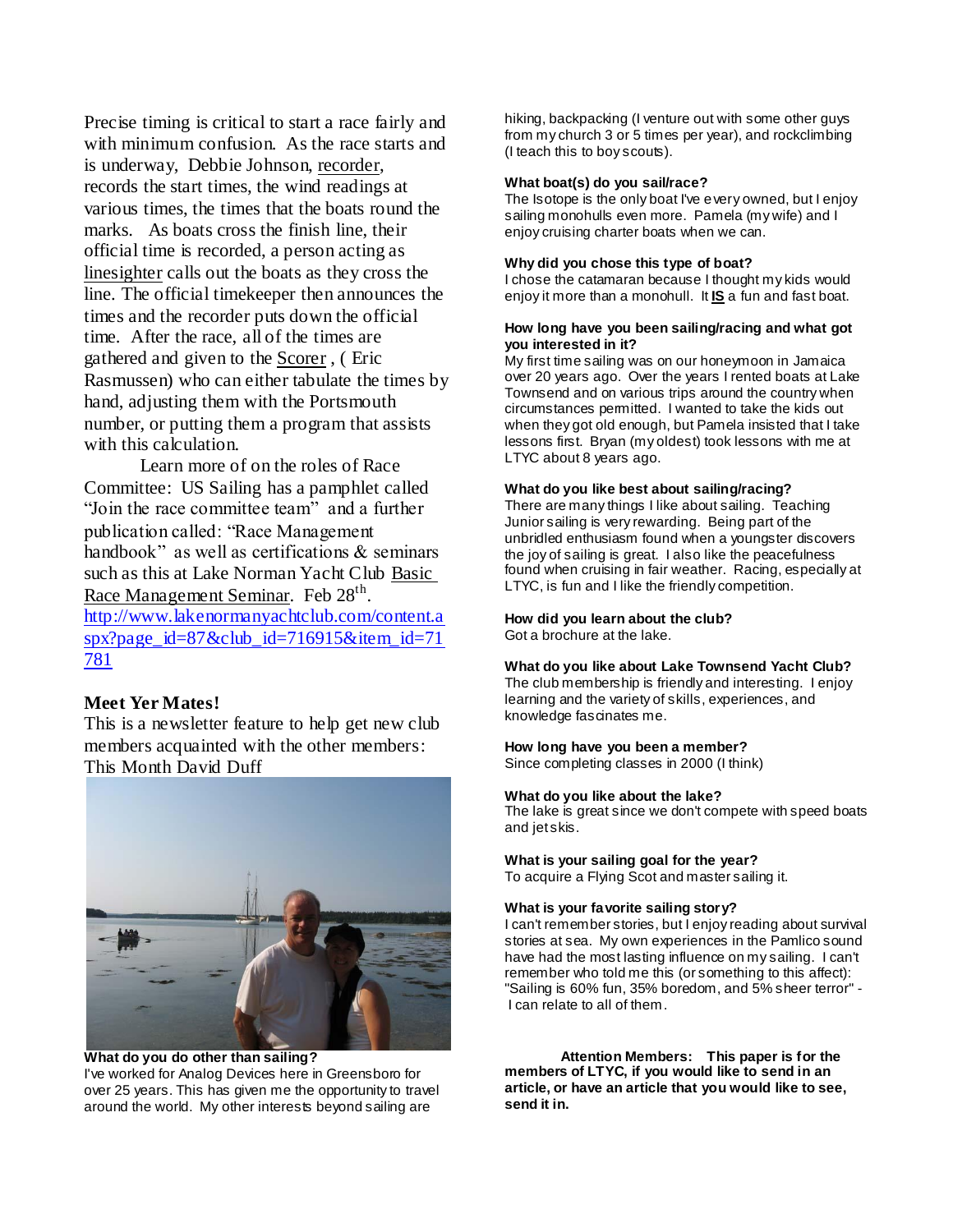Precise timing is critical to start a race fairly and with minimum confusion. As the race starts and is underway, Debbie Johnson, recorder, records the start times, the wind readings at various times, the times that the boats round the marks. As boats cross the finish line, their official time is recorded, a person acting as linesighter calls out the boats as they cross the line. The official timekeeper then announces the times and the recorder puts down the official time. After the race, all of the times are gathered and given to the Scorer , ( Eric Rasmussen) who can either tabulate the times by hand, adjusting them with the Portsmouth number, or putting them a program that assists with this calculation.

Learn more of on the roles of Race Committee: US Sailing has a pamphlet called "Join the race committee team" and a further publication called: "Race Management handbook" as well as certifications & seminars such as this at Lake Norman Yacht Club Basic Race Management Seminar. Feb 28th.
http://www.lakenormanyachtclub.com/content.aspx?page_id=87&club_id=716915&item_id=71781

## Meet Yer Mates!

This is a newsletter feature to help get new club members acquainted with the other members: This Month David Duff

**What do you do other than sailing?**
I've worked for Analog Devices here in Greensboro for over 25 years. This has given me the opportunity to travel around the world. My other interests beyond sailing are hiking, backpacking (I venture out with some other guys from my church 3 or 5 times per year), and rockclimbing (I teach this to boy scouts).

**What boat(s) do you sail/race?**
The Isotope is the only boat I've every owned, but I enjoy sailing monohulls even more. Pamela (my wife) and I enjoy cruising charter boats when we can.

**Why did you chose this type of boat?**
I chose the catamaran because I thought my kids would enjoy it more than a monohull. It **IS** a fun and fast boat.

**How long have you been sailing/racing and what got you interested in it?**
My first time sailing was on our honeymoon in Jamaica over 20 years ago. Over the years I rented boats at Lake Townsend and on various trips around the country when circumstances permitted. I wanted to take the kids out when they got old enough, but Pamela insisted that I take lessons first. Bryan (my oldest) took lessons with me at LTYC about 8 years ago.

**What do you like best about sailing/racing?**
There are many things I like about sailing. Teaching Junior sailing is very rewarding. Being part of the unbridled enthusiasm found when a youngster discovers the joy of sailing is great. I also like the peacefulness found when cruising in fair weather. Racing, especially at LTYC, is fun and I like the friendly competition.

**How did you learn about the club?**
Got a brochure at the lake.

**What do you like about Lake Townsend Yacht Club?**
The club membership is friendly and interesting. I enjoy learning and the variety of skills, experiences, and knowledge fascinates me.

**How long have you been a member?**
Since completing classes in 2000 (I think)

**What do you like about the lake?**
The lake is great since we don't compete with speed boats and jet skis.

**What is your sailing goal for the year?**
To acquire a Flying Scot and master sailing it.

**What is your favorite sailing story?**
I can't remember stories, but I enjoy reading about survival stories at sea. My own experiences in the Pamlico sound have had the most lasting influence on my sailing. I can't remember who told me this (or something to this affect): "Sailing is 60% fun, 35% boredom, and 5% sheer terror" - I can relate to all of them.

**Attention Members: This paper is for the members of LTYC, if you would like to send in an article, or have an article that you would like to see, send it in.**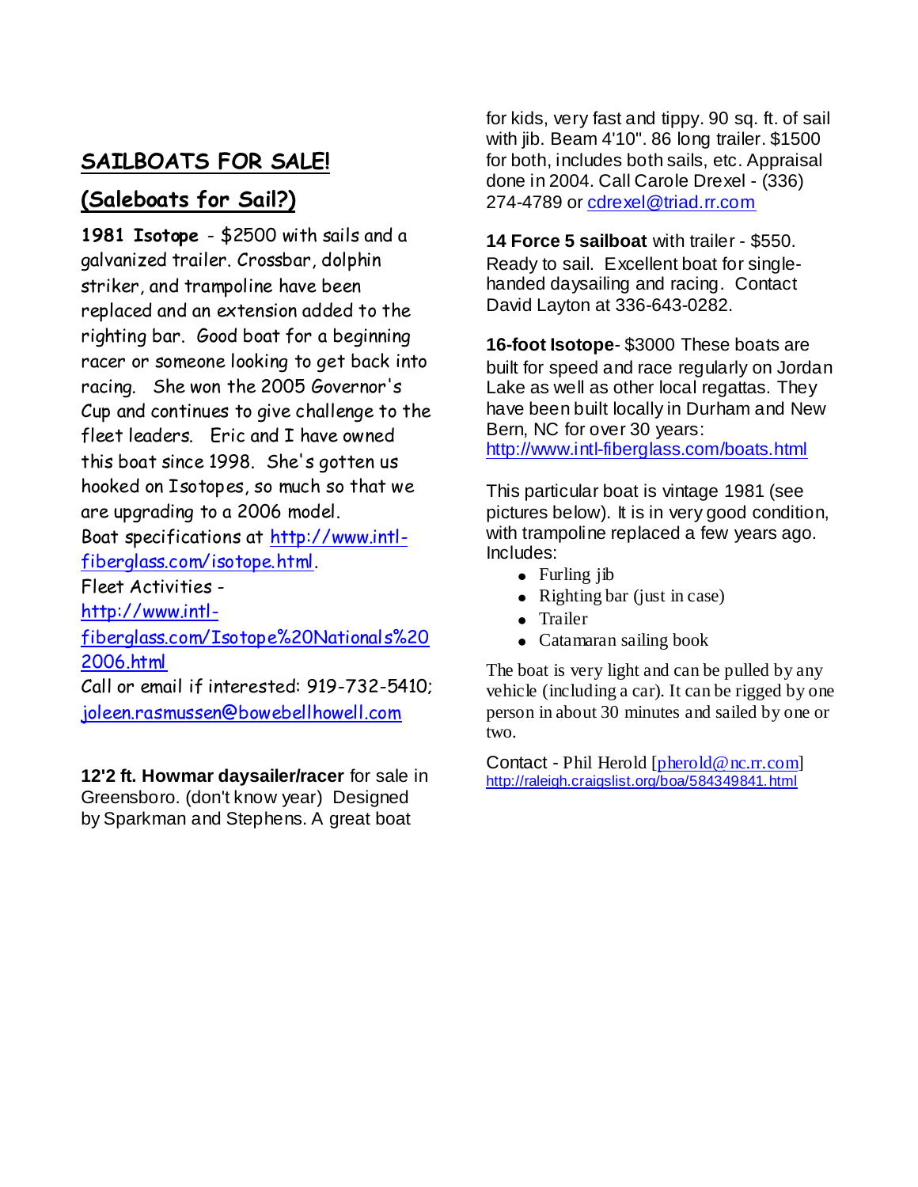## SAILBOATS FOR SALE!

## (Saleboats for Sail?)

**1981 Isotope** - $2500 with sails and a galvanized trailer. Crossbar, dolphin striker, and trampoline have been replaced and an extension added to the righting bar. Good boat for a beginning racer or someone looking to get back into racing. She won the 2005 Governor's Cup and continues to give challenge to the fleet leaders. Eric and I have owned this boat since 1998. She's gotten us hooked on Isotopes, so much so that we are upgrading to a 2006 model.
Boat specifications at http://www.intl-fiberglass.com/isotope.html.
Fleet Activities - http://www.intl-fiberglass.com/Isotope%20Nationals%202006.html
Call or email if interested: 919-732-5410; joleen.rasmussen@bowebellhowell.com

**12'2 ft. Howmar daysailer/racer** for sale in Greensboro. (don't know year) Designed by Sparkman and Stephens. A great boat for kids, very fast and tippy. 90 sq. ft. of sail with jib. Beam 4'10". 86 long trailer. $1500 for both, includes both sails, etc. Appraisal done in 2004. Call Carole Drexel - (336) 274-4789 or cdrexel@triad.rr.com

**14 Force 5 sailboat** with trailer - $550. Ready to sail. Excellent boat for single-handed daysailing and racing. Contact David Layton at 336-643-0282.

**16-foot Isotope**- $3000 These boats are built for speed and race regularly on Jordan Lake as well as other local regattas. They have been built locally in Durham and New Bern, NC for over 30 years: http://www.intl-fiberglass.com/boats.html

This particular boat is vintage 1981 (see pictures below). It is in very good condition, with trampoline replaced a few years ago. Includes:

- Furling jib
- Righting bar (just in case)
- Trailer
- Catamaran sailing book

The boat is very light and can be pulled by any vehicle (including a car). It can be rigged by one person in about 30 minutes and sailed by one or two.

Contact - Phil Herold [pherold@nc.rr.com]
http://raleigh.craigslist.org/boa/584349841.html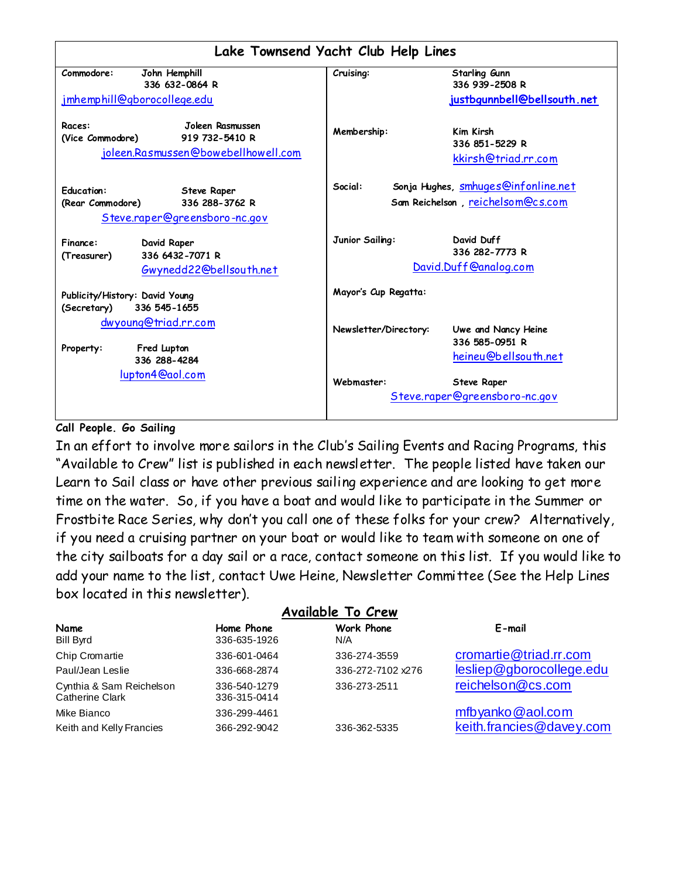## Lake Townsend Yacht Club Help Lines

**Commodore:** John Hemphill
336 632-0864 R
jmhemphill@gborocollege.edu

**Races: (Vice Commodore)** Joleen Rasmussen
919 732-5410 R
joleen.Rasmussen@bowebellhowell.com

**Education: (Rear Commodore)** Steve Raper
336 288-3762 R
Steve.raper@greensboro-nc.gov

**Finance: (Treasurer)** David Raper
336 6432-7071 R
Gwynedd22@bellsouth.net

**Publicity/History: (Secretary)** David Young
336 545-1655
dwyoung@triad.rr.com

**Property:** Fred Lupton
336 288-4284
lupton4@aol.com

**Cruising:** Starling Gunn
336 939-2508 R
justbgunnbell@bellsouth.net

**Membership:** Kim Kirsh
336 851-5229 R
kkirsh@triad.rr.com

**Social:** Sonja Hughes, smhuges@infonline.net
Sam Reichelson , reichelsom@cs.com

**Junior Sailing:** David Duff
336 282-7773 R
David.Duff@analog.com

**Mayor's Cup Regatta:**

**Newsletter/Directory:** Uwe and Nancy Heine
336 585-0951 R
heineu@bellsouth.net

**Webmaster:** Steve Raper
Steve.raper@greensboro-nc.gov

**Call People. Go Sailing**

In an effort to involve more sailors in the Club's Sailing Events and Racing Programs, this "Available to Crew" list is published in each newsletter. The people listed have taken our Learn to Sail class or have other previous sailing experience and are looking to get more time on the water. So, if you have a boat and would like to participate in the Summer or Frostbite Race Series, why don't you call one of these folks for your crew? Alternatively, if you need a cruising partner on your boat or would like to team with someone on one of the city sailboats for a day sail or a race, contact someone on this list. If you would like to add your name to the list, contact Uwe Heine, Newsletter Committee (See the Help Lines box located in this newsletter).

**Available To Crew**

| Name | Home Phone | Work Phone | E-mail |
|---|---|---|---|
| Bill Byrd | 336-635-1926 | N/A | |
| Chip Cromartie | 336-601-0464 | 336-274-3559 | cromartie@triad.rr.com |
| Paul/Jean Leslie | 336-668-2874 | 336-272-7102 x276 | lesliep@gborocollege.edu |
| Cynthia & Sam Reichelson | 336-540-1279 | 336-273-2511 | reichelson@cs.com |
| Catherine Clark | 336-315-0414 | | |
| Mike Bianco | 336-299-4461 | | mfbyanko@aol.com |
| Keith and Kelly Francies | 366-292-9042 | 336-362-5335 | keith.francies@davey.com |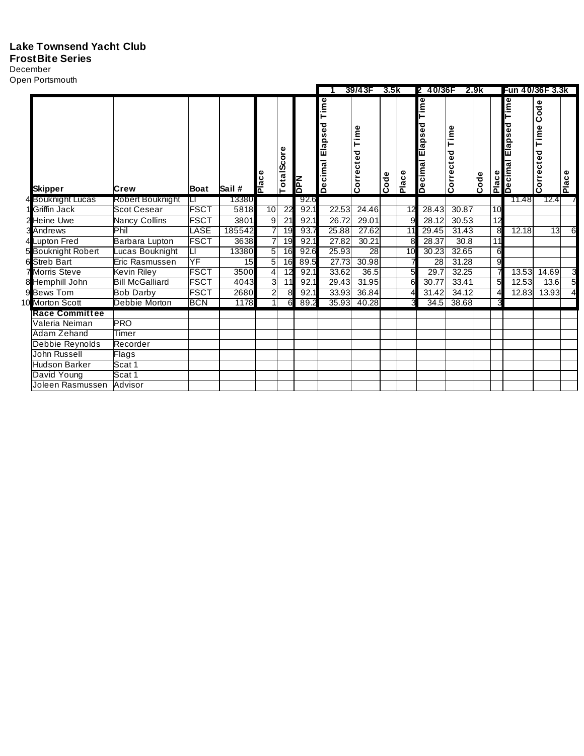**Lake Townsend Yacht Club**
**FrostBite Series**
December
Open Portsmouth

| | | | | | | | | 1 39/43F 3.5k | | | | 2 40/36F 2.9k | | | | Fun 40/36F 3.3k | | |
|---|---|---|---|---|---|---|---|---|---|---|---|---|---|---|---|---|---|---|
| | Skipper | Crew | Boat | Sail # | Place | TotalScore | DPN | Decimal Elapsed Time | Corrected Time | Code | Place | Decimal Elapsed Time | Corrected Time | Code | Place | Decimal Elapsed Time | Corrected Time Code | Place |
| 4 | Bouknight Lucas | Robert Bouknight | LI | 13380 | | | 92.6 | | | | | | | | | 11.48 | 12.4 | 7 |
| 1 | Griffin Jack | Scot Cesear | FSCT | 5818 | 10 | 22 | 92.1 | 22.53 | 24.46 | | 12 | 28.43 | 30.87 | | 10 | | | |
| 2 | Heine Uwe | Nancy Collins | FSCT | 3801 | 9 | 21 | 92.1 | 26.72 | 29.01 | | 9 | 28.12 | 30.53 | | 12 | | | |
| 3 | Andrews | Phil | LASE | 185542 | 7 | 19 | 93.7 | 25.88 | 27.62 | | 11 | 29.45 | 31.43 | | 8 | 12.18 | 13 | 6 |
| 4 | Lupton Fred | Barbara Lupton | FSCT | 3638 | 7 | 19 | 92.1 | 27.82 | 30.21 | | 8 | 28.37 | 30.8 | | 11 | | | |
| 5 | Bouknight Robert | Lucas Bouknight | LI | 13380 | 5 | 16 | 92.6 | 25.93 | 28 | | 10 | 30.23 | 32.65 | | 6 | | | |
| 6 | Streb Bart | Eric Rasmussen | YF | 15 | 5 | 16 | 89.5 | 27.73 | 30.98 | | 7 | 28 | 31.28 | | 9 | | | |
| 7 | Morris Steve | Kevin Riley | FSCT | 3500 | 4 | 12 | 92.1 | 33.62 | 36.5 | | 5 | 29.7 | 32.25 | | 7 | 13.53 | 14.69 | 3 |
| 8 | Hemphill John | Bill McGalliard | FSCT | 4043 | 3 | 11 | 92.1 | 29.43 | 31.95 | | 6 | 30.77 | 33.41 | | 5 | 12.53 | 13.6 | 5 |
| 9 | Bews Tom | Bob Darby | FSCT | 2680 | 2 | 8 | 92.1 | 33.93 | 36.84 | | 4 | 31.42 | 34.12 | | 4 | 12.83 | 13.93 | 4 |
| 10 | Morton Scott | Debbie Morton | BCN | 1178 | 1 | 6 | 89.2 | 35.93 | 40.28 | | 3 | 34.5 | 38.68 | | 3 | | | |
| | **Race Committee** | | | | | | | | | | | | | | | | | |
| | Valeria Neiman | PRO | | | | | | | | | | | | | | | | |
| | Adam Zehand | Timer | | | | | | | | | | | | | | | | |
| | Debbie Reynolds | Recorder | | | | | | | | | | | | | | | | |
| | John Russell | Flags | | | | | | | | | | | | | | | | |
| | Hudson Barker | Scat 1 | | | | | | | | | | | | | | | | |
| | David Young | Scat 1 | | | | | | | | | | | | | | | | |
| | Joleen Rasmussen | Advisor | | | | | | | | | | | | | | | | |